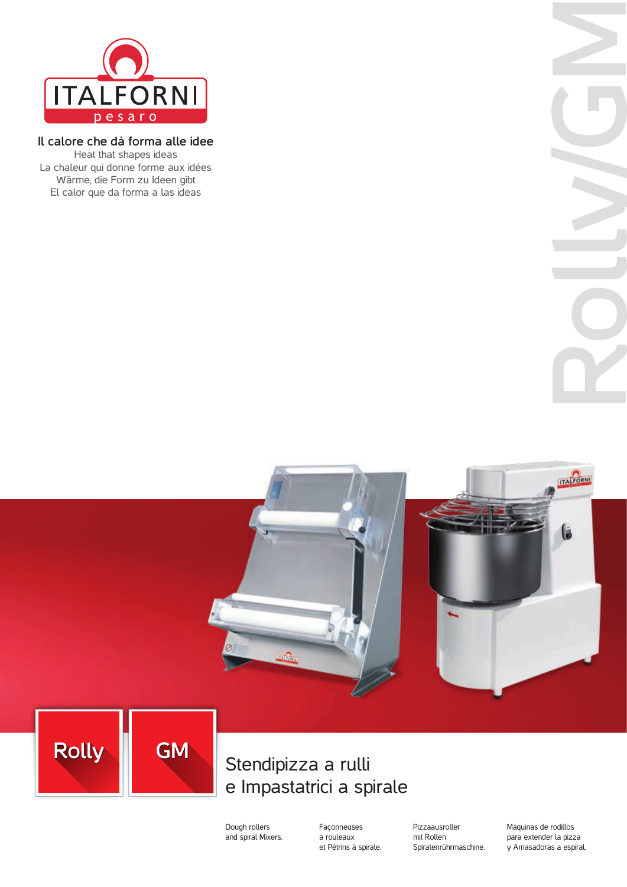ITALFORNI
pesaro

**Il calore che dà forma alle idee**

Heat that shapes ideas

La chaleur qui donne forme aux idées

Wärme, die Form zu Ideen gibt

El calor que da forma a las ideas

# Rolly/GM

Rolly

GM

## Stendipizza a rulli e Impastatrici a spirale

Dough rollers and spiral Mixers.

Façonneuses à rouleaux et Pétrins à spirale.

Pizzaausroller mit Rollen Spiralenrührmaschine.

Máquinas de rodillos para extender la pizza y Amasadoras a espiral.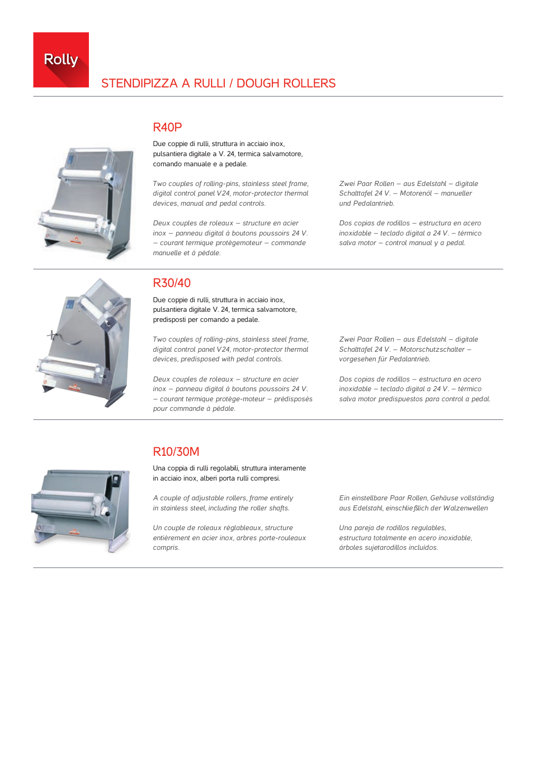Rolly

# STENDIPIZZA A RULLI / DOUGH ROLLERS

## R40P

Due coppie di rulli, struttura in acciaio inox, pulsantiera digitale a V. 24, termica salvamotore, comando manuale e a pedale.

*Two couples of rolling-pins, stainless steel frame, digital control panel V24, motor-protector thermal devices, manual and pedal controls.*

*Deux couples de roleaux – structure en acier inox – panneau digital à boutons poussoirs 24 V. – courant termique protègemoteur – commande manuelle et à pédale.*

*Zwei Paar Rollen – aus Edelstahl – digitale Schalttafel 24 V. – Motorenöl – manueller und Pedalantrieb.*

*Dos copias de rodillos – estructura en acero inoxidable – teclado digital a 24 V. – térmico salva motor – control manual y a pedal.*

## R30/40

Due coppie di rulli, struttura in acciaio inox, pulsantiera digitale V. 24, termica salvamotore, predisposti per comando a pedale.

*Two couples of rolling-pins, stainless steel frame, digital control panel V24, motor-protector thermal devices, predisposed with pedal controls.*

*Deux couples de roleaux – structure en acier inox – panneau digital à boutons poussoirs 24 V. – courant termique protège-moteur – prédisposés pour commande à pédale.*

*Zwei Paar Rollen – aus Edelstahl – digitale Schalttafel 24 V. – Motorschutzschalter – vorgesehen für Pedalantrieb.*

*Dos copias de rodillos – estructura en acero inoxidable – teclado digital a 24 V. – térmico salva motor predispuestos para control a pedal.*

## R10/30M

Una coppia di rulli regolabili, struttura interamente in acciaio inox, alberi porta rulli compresi.

*A couple of adjustable rollers, frame entirely in stainless steel, including the roller shafts.*

*Un couple de roleaux réglableaux, structure entièrement en acier inox, arbres porte-rouleaux compris.*

*Ein einstellbare Paar Rollen, Gehäuse vollständig aus Edelstahl, einschließlich der Walzenwellen*

*Una pareja de rodillos regulables, estructura totalmente en acero inoxidable, árboles sujetarodillos incluidos.*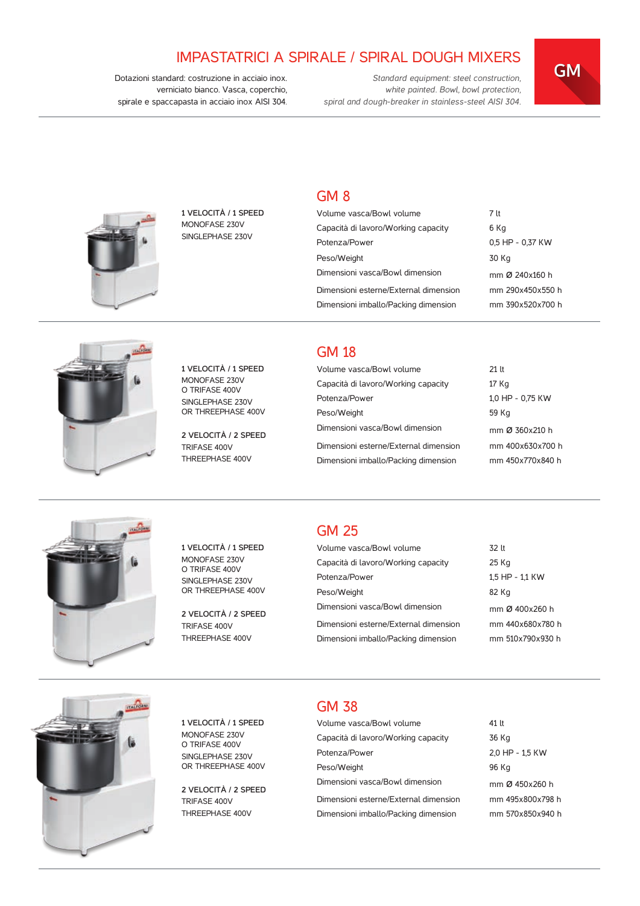# IMPASTATRICI A SPIRALE / SPIRAL DOUGH MIXERS

**GM**

Dotazioni standard: costruzione in acciaio inox. verniciato bianco. Vasca, coperchio, spirale e spaccapasta in acciaio inox AISI 304.

*Standard equipment: steel construction, white painted. Bowl, bowl protection, spiral and dough-breaker in stainless-steel AISI 304.*

## GM 8

1 VELOCITÀ / 1 SPEED
MONOFASE 230V
SINGLEPHASE 230V

| | |
|---|---|
| Volume vasca/Bowl volume | 7 lt |
| Capacità di lavoro/Working capacity | 6 Kg |
| Potenza/Power | 0,5 HP - 0,37 KW |
| Peso/Weight | 30 Kg |
| Dimensioni vasca/Bowl dimension | mm Ø 240x160 h |
| Dimensioni esterne/External dimension | mm 290x450x550 h |
| Dimensioni imballo/Packing dimension | mm 390x520x700 h |

## GM 18

1 VELOCITÀ / 1 SPEED
MONOFASE 230V
O TRIFASE 400V
SINGLEPHASE 230V
OR THREEPHASE 400V

2 VELOCITÀ / 2 SPEED
TRIFASE 400V
THREEPHASE 400V

| | |
|---|---|
| Volume vasca/Bowl volume | 21 lt |
| Capacità di lavoro/Working capacity | 17 Kg |
| Potenza/Power | 1,0 HP - 0,75 KW |
| Peso/Weight | 59 Kg |
| Dimensioni vasca/Bowl dimension | mm Ø 360x210 h |
| Dimensioni esterne/External dimension | mm 400x630x700 h |
| Dimensioni imballo/Packing dimension | mm 450x770x840 h |

## GM 25

1 VELOCITÀ / 1 SPEED
MONOFASE 230V
O TRIFASE 400V
SINGLEPHASE 230V
OR THREEPHASE 400V

2 VELOCITÀ / 2 SPEED
TRIFASE 400V
THREEPHASE 400V

| | |
|---|---|
| Volume vasca/Bowl volume | 32 lt |
| Capacità di lavoro/Working capacity | 25 Kg |
| Potenza/Power | 1,5 HP - 1,1 KW |
| Peso/Weight | 82 Kg |
| Dimensioni vasca/Bowl dimension | mm Ø 400x260 h |
| Dimensioni esterne/External dimension | mm 440x680x780 h |
| Dimensioni imballo/Packing dimension | mm 510x790x930 h |

## GM 38

1 VELOCITÀ / 1 SPEED
MONOFASE 230V
O TRIFASE 400V
SINGLEPHASE 230V
OR THREEPHASE 400V

2 VELOCITÀ / 2 SPEED
TRIFASE 400V
THREEPHASE 400V

| | |
|---|---|
| Volume vasca/Bowl volume | 41 lt |
| Capacità di lavoro/Working capacity | 36 Kg |
| Potenza/Power | 2,0 HP - 1,5 KW |
| Peso/Weight | 96 Kg |
| Dimensioni vasca/Bowl dimension | mm Ø 450x260 h |
| Dimensioni esterne/External dimension | mm 495x800x798 h |
| Dimensioni imballo/Packing dimension | mm 570x850x940 h |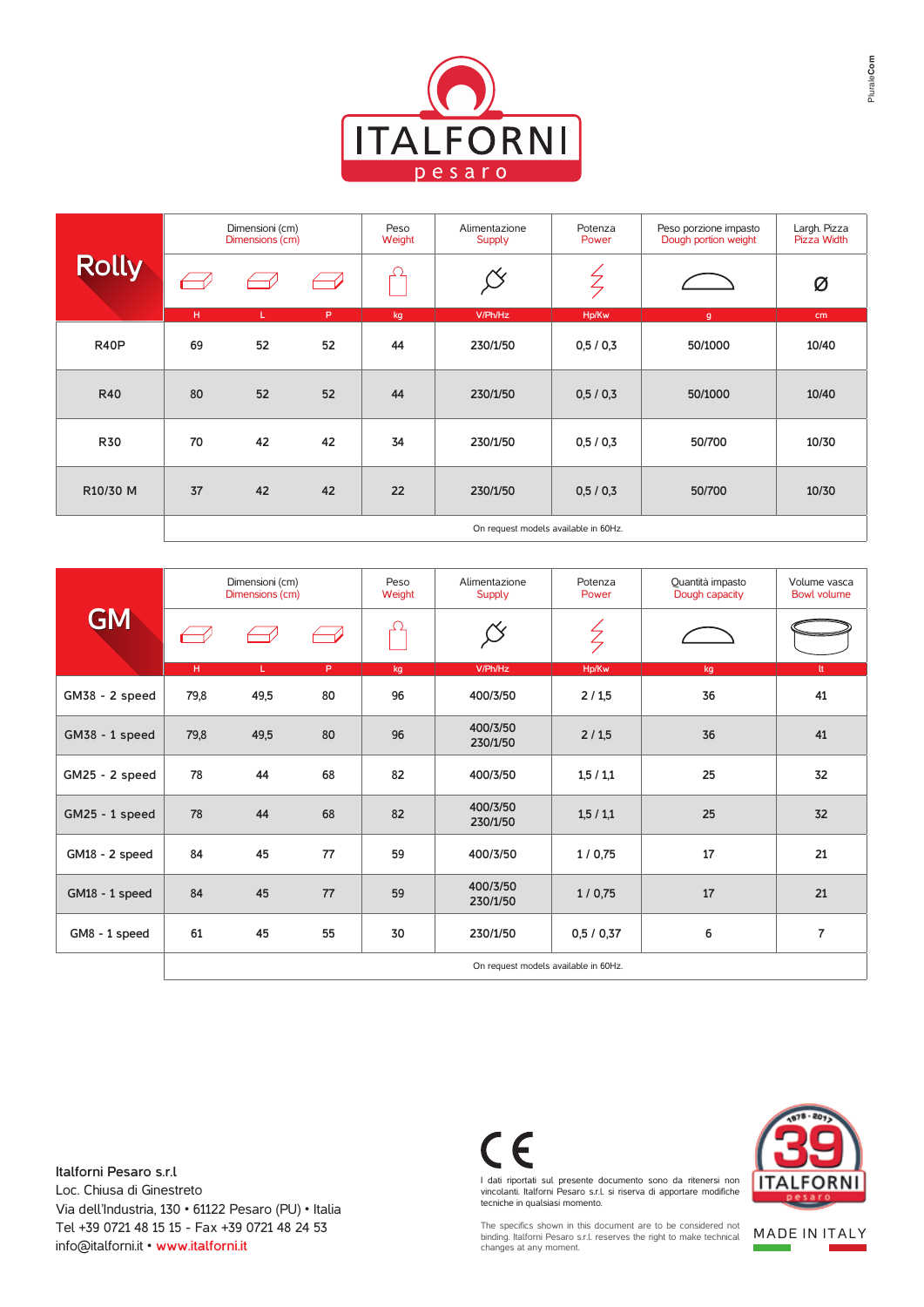# ITALFORNI pesaro

| Rolly | Dimensioni (cm) Dimensions (cm) | | | Peso Weight | Alimentazione Supply | Potenza Power | Peso porzione impasto Dough portion weight | Largh. Pizza Pizza Width |
|---|---|---|---|---|---|---|---|---|
| | H | L | P | kg | V/Ph/Hz | Hp/Kw | g | cm |
| R40P | 69 | 52 | 52 | 44 | 230/1/50 | 0,5 / 0,3 | 50/1000 | 10/40 |
| R40 | 80 | 52 | 52 | 44 | 230/1/50 | 0,5 / 0,3 | 50/1000 | 10/40 |
| R30 | 70 | 42 | 42 | 34 | 230/1/50 | 0,5 / 0,3 | 50/700 | 10/30 |
| R10/30 M | 37 | 42 | 42 | 22 | 230/1/50 | 0,5 / 0,3 | 50/700 | 10/30 |

On request models available in 60Hz.

| GM | Dimensioni (cm) Dimensions (cm) | | | Peso Weight | Alimentazione Supply | Potenza Power | Quantità impasto Dough capacity | Volume vasca Bowl volume |
|---|---|---|---|---|---|---|---|---|
| | H | L | P | kg | V/Ph/Hz | Hp/Kw | kg | lt |
| GM38 - 2 speed | 79,8 | 49,5 | 80 | 96 | 400/3/50 | 2 / 1,5 | 36 | 41 |
| GM38 - 1 speed | 79,8 | 49,5 | 80 | 96 | 400/3/50 230/1/50 | 2 / 1,5 | 36 | 41 |
| GM25 - 2 speed | 78 | 44 | 68 | 82 | 400/3/50 | 1,5 / 1,1 | 25 | 32 |
| GM25 - 1 speed | 78 | 44 | 68 | 82 | 400/3/50 230/1/50 | 1,5 / 1,1 | 25 | 32 |
| GM18 - 2 speed | 84 | 45 | 77 | 59 | 400/3/50 | 1 / 0,75 | 17 | 21 |
| GM18 - 1 speed | 84 | 45 | 77 | 59 | 400/3/50 230/1/50 | 1 / 0,75 | 17 | 21 |
| GM8 - 1 speed | 61 | 45 | 55 | 30 | 230/1/50 | 0,5 / 0,37 | 6 | 7 |

On request models available in 60Hz.

**Italforni Pesaro s.r.l**
Loc. Chiusa di Ginestreto
Via dell'Industria, 130 • 61122 Pesaro (PU) • Italia
Tel +39 0721 48 15 15 - Fax +39 0721 48 24 53
info@italforni.it • www.italforni.it

CE

I dati riportati sul presente documento sono da ritenersi non vincolanti. Italforni Pesaro s.r.l. si riserva di apportare modifiche tecniche in qualsiasi momento.

The specifics shown in this document are to be considered not binding. Italforni Pesaro s.r.l. reserves the right to make technical changes at any moment.

1978 - 2017 39 ITALFORNI pesaro

MADE IN ITALY